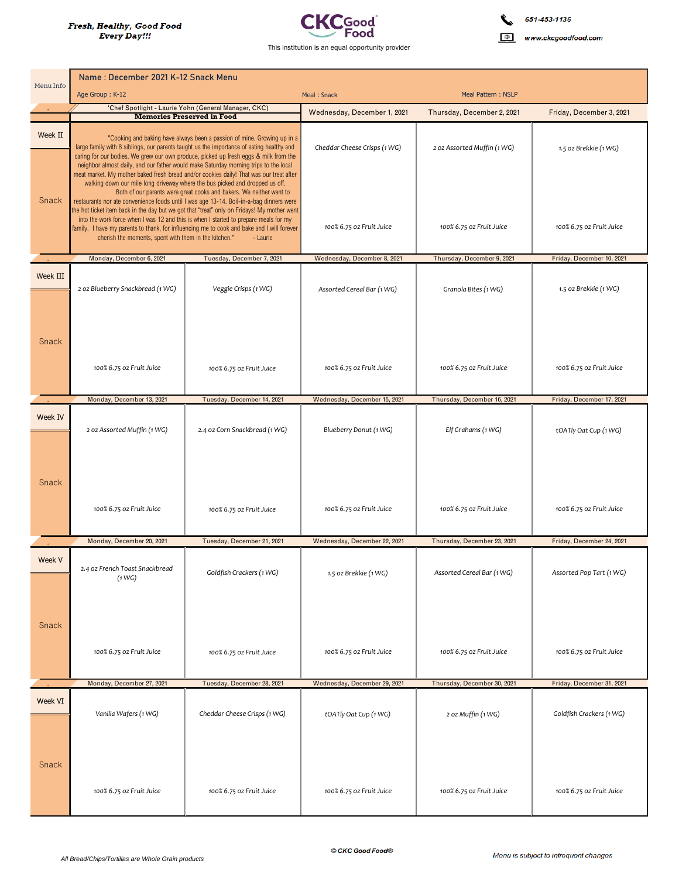*Fresh, Healthy, Good Food Every Day!!!*

CKC Good Food

This institution is an equal opportunity provider

651-453-1136

www.ckcgoodfood.com

| Menu Info | Name : December 2021 K-12 Snack Menu | | | |
|---|---|---|---|---|
| | Age Group : K-12 | | Meal : Snack | Meal Pattern : NSLP |

| . | 'Chef Spotlight - Laurie Yohn (General Manager, CKC) **Memories Preserved in Food** | Wednesday, December 1, 2021 | Thursday, December 2, 2021 | Friday, December 3, 2021 |
|---|---|---|---|---|
| Week II Snack | "Cooking and baking have always been a passion of mine. Growing up in a large family with 8 siblings, our parents taught us the importance of eating healthy and caring for our bodies. We grew our own produce, picked up fresh eggs & milk from the neighbor almost daily, and our father would make Saturday morning trips to the local meat market. My mother baked fresh bread and/or cookies daily! That was our treat after walking down our mile long driveway where the bus picked and dropped us off. Both of our parents were great cooks and bakers. We neither went to restaurants nor ate convenience foods until I was age 13-14. Boil-in-a-bag dinners were the hot ticket item back in the day but we got that "treat" only on Fridays! My mother went into the work force when I was 12 and this is when I started to prepare meals for my family. I have my parents to thank, for influencing me to cook and bake and I will forever cherish the moments, spent with them in the kitchen." - Laurie | Cheddar Cheese Crisps (1 WG)<br><br>100% 6.75 oz Fruit Juice | 2 oz Assorted Muffin (1 WG)<br><br>100% 6.75 oz Fruit Juice | 1.5 oz Brekkie (1 WG)<br><br>100% 6.75 oz Fruit Juice |

| . | Monday, December 6, 2021 | Tuesday, December 7, 2021 | Wednesday, December 8, 2021 | Thursday, December 9, 2021 | Friday, December 10, 2021 |
|---|---|---|---|---|---|
| Week III Snack | 2 oz Blueberry Snackbread (1 WG)<br><br>100% 6.75 oz Fruit Juice | Veggie Crisps (1 WG)<br><br>100% 6.75 oz Fruit Juice | Assorted Cereal Bar (1 WG)<br><br>100% 6.75 oz Fruit Juice | Granola Bites (1 WG)<br><br>100% 6.75 oz Fruit Juice | 1.5 oz Brekkie (1 WG)<br><br>100% 6.75 oz Fruit Juice |
| . | Monday, December 13, 2021 | Tuesday, December 14, 2021 | Wednesday, December 15, 2021 | Thursday, December 16, 2021 | Friday, December 17, 2021 |
| Week IV Snack | 2 oz Assorted Muffin (1 WG)<br><br>100% 6.75 oz Fruit Juice | 2.4 oz Corn Snackbread (1 WG)<br><br>100% 6.75 oz Fruit Juice | Blueberry Donut (1 WG)<br><br>100% 6.75 oz Fruit Juice | Elf Grahams (1 WG)<br><br>100% 6.75 oz Fruit Juice | tOATly Oat Cup (1 WG)<br><br>100% 6.75 oz Fruit Juice |
| . | Monday, December 20, 2021 | Tuesday, December 21, 2021 | Wednesday, December 22, 2021 | Thursday, December 23, 2021 | Friday, December 24, 2021 |
| Week V Snack | 2.4 oz French Toast Snackbread (1 WG)<br><br>100% 6.75 oz Fruit Juice | Goldfish Crackers (1 WG)<br><br>100% 6.75 oz Fruit Juice | 1.5 oz Brekkie (1 WG)<br><br>100% 6.75 oz Fruit Juice | Assorted Cereal Bar (1 WG)<br><br>100% 6.75 oz Fruit Juice | Assorted Pop Tart (1 WG)<br><br>100% 6.75 oz Fruit Juice |
| . | Monday, December 27, 2021 | Tuesday, December 28, 2021 | Wednesday, December 29, 2021 | Thursday, December 30, 2021 | Friday, December 31, 2021 |
| Week VI Snack | Vanilla Wafers (1 WG)<br><br>100% 6.75 oz Fruit Juice | Cheddar Cheese Crisps (1 WG)<br><br>100% 6.75 oz Fruit Juice | tOATly Oat Cup (1 WG)<br><br>100% 6.75 oz Fruit Juice | 2 oz Muffin (1 WG)<br><br>100% 6.75 oz Fruit Juice | Goldfish Crackers (1 WG)<br><br>100% 6.75 oz Fruit Juice |

*All Bread/Chips/Tortillas are Whole Grain products*

© CKC Good Food®

*Menu is subject to infrequent changes*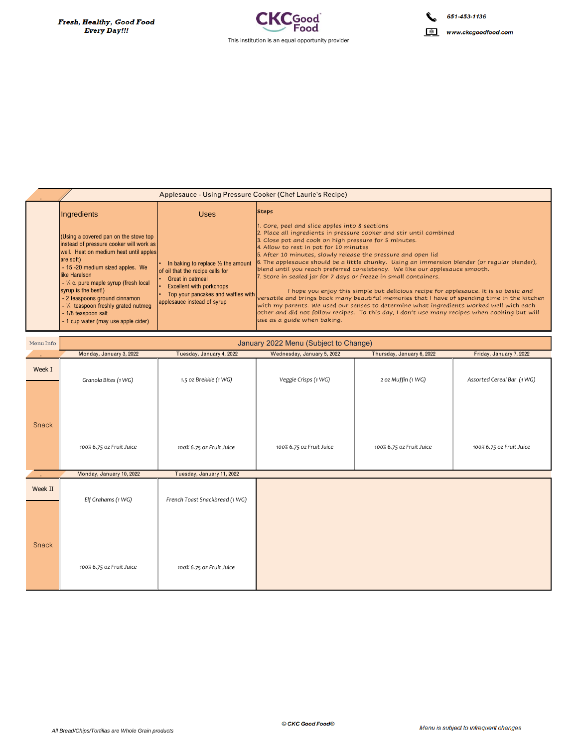*Fresh, Healthy, Good Food*
*Every Day!!!*

CKC Good Food

This institution is an equal opportunity provider

651-453-1136

www.ckcgoodfood.com

## Applesauce - Using Pressure Cooker (Chef Laurie's Recipe)

| Ingredients | Uses | Steps |
|---|---|---|
| (Using a covered pan on the stove top instead of pressure cooker will work as well. Heat on medium heat until apples are soft)<br>- 15 -20 medium sized apples. We like Haralson<br>- ¼ c. pure maple syrup (fresh local syrup is the best!)<br>- 2 teaspoons ground cinnamon<br>- ¼ teaspoon freshly grated nutmeg<br>- 1/8 teaspoon salt<br>- 1 cup water (may use apple cider) | • In baking to replace ½ the amount of oil that the recipe calls for<br>• Great in oatmeal<br>• Excellent with porkchops<br>• Top your pancakes and waffles with applesauce instead of syrup | 1. Core, peel and slice apples into 8 sections<br>2. Place all ingredients in pressure cooker and stir until combined<br>3. Close pot and cook on high pressure for 5 minutes.<br>4. Allow to rest in pot for 10 minutes<br>5. After 10 minutes, slowly release the pressure and open lid<br>6. The applesauce should be a little chunky. Using an immersion blender (or regular blender), blend until you reach preferred consistency. We like our applesauce smooth.<br>7. Store in sealed jar for 7 days or freeze in small containers.<br><br>I hope you enjoy this simple but delicious recipe for applesauce. It is so basic and versatile and brings back many beautiful memories that I have of spending time in the kitchen with my parents. We used our senses to determine what ingredients worked well with each other and did not follow recipes. To this day, I don't use many recipes when cooking but will use as a guide when baking. |

## January 2022 Menu (Subject to Change)

| Menu Info | Monday, January 3, 2022 | Tuesday, January 4, 2022 | Wednesday, January 5, 2022 | Thursday, January 6, 2022 | Friday, January 7, 2022 |
|---|---|---|---|---|---|
| Week I Snack | Granola Bites (1 WG)<br>100% 6.75 oz Fruit Juice | 1.5 oz Brekkie (1 WG)<br>100% 6.75 oz Fruit Juice | Veggie Crisps (1 WG)<br>100% 6.75 oz Fruit Juice | 2 oz Muffin (1 WG)<br>100% 6.75 oz Fruit Juice | Assorted Cereal Bar (1 WG)<br>100% 6.75 oz Fruit Juice |

| | Monday, January 10, 2022 | Tuesday, January 11, 2022 |
|---|---|---|
| Week II Snack | Elf Grahams (1 WG)<br>100% 6.75 oz Fruit Juice | French Toast Snackbread (1 WG)<br>100% 6.75 oz Fruit Juice |

All Bread/Chips/Tortillas are Whole Grain products

© CKC Good Food®

Menu is subject to infrequent changes